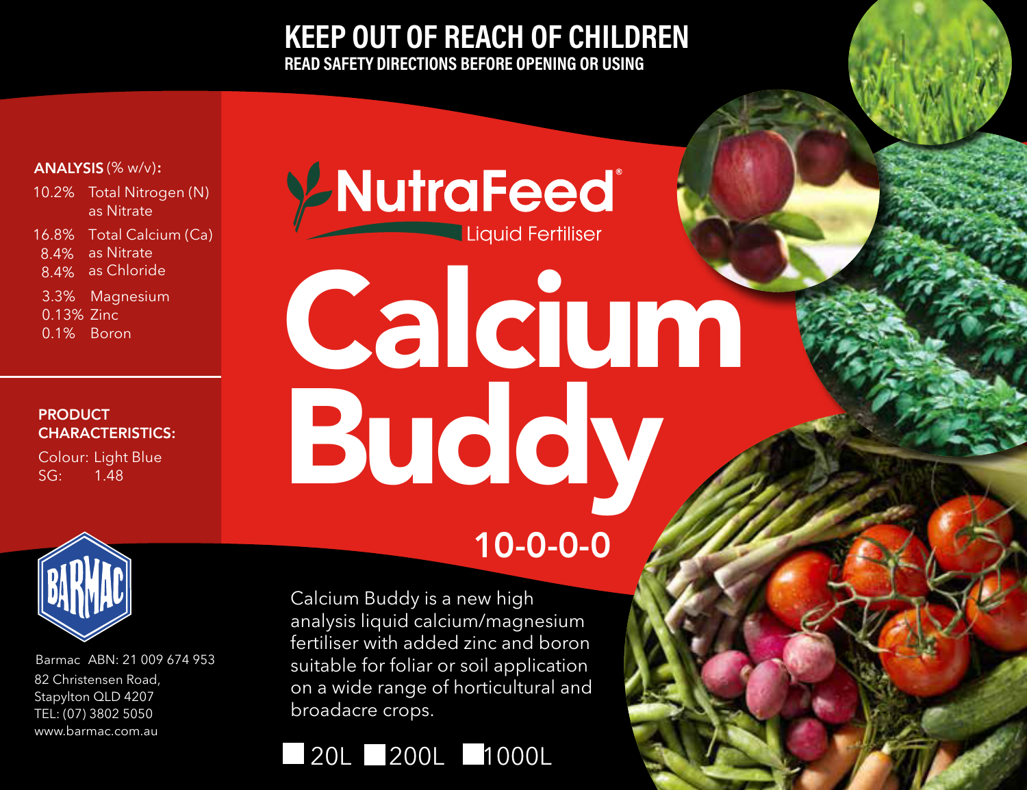# KEEP OUT OF REACH OF CHILDREN

**READ SAFETY DIRECTIONS BEFORE OPENING OR USING**

**ANALYSIS** (% w/v):

| | |
|---|---|
| 10.2% | Total Nitrogen (N) as Nitrate |
| 16.8% | Total Calcium (Ca) |
| 8.4% | as Nitrate |
| 8.4% | as Chloride |
| 3.3% | Magnesium |
| 0.13% | Zinc |
| 0.1% | Boron |

**PRODUCT CHARACTERISTICS:**

Colour: Light Blue
SG: 1.48

BARMAC

Barmac ABN: 21 009 674 953
82 Christensen Road,
Stapylton QLD 4207
TEL: (07) 3802 5050
www.barmac.com.au

NutraFeed®
Liquid Fertiliser

# Calcium Buddy

## 10-0-0-0

Calcium Buddy is a new high analysis liquid calcium/magnesium fertiliser with added zinc and boron suitable for foliar or soil application on a wide range of horticultural and broadacre crops.

☐ 20L ☐ 200L ☐ 1000L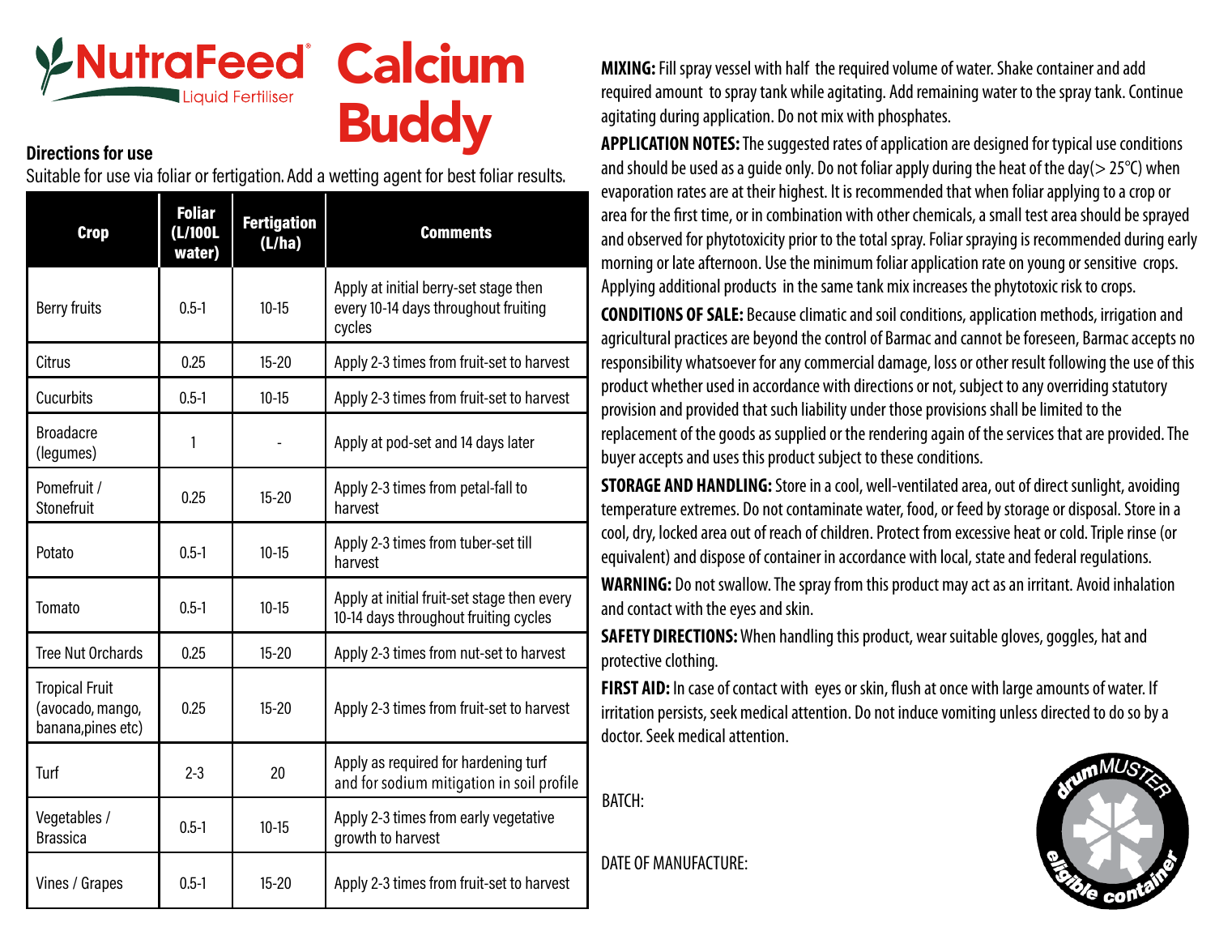# NutraFeed® Liquid Fertiliser

# Calcium Buddy

## Directions for use

Suitable for use via foliar or fertigation. Add a wetting agent for best foliar results.

| Crop | Foliar (L/100L water) | Fertigation (L/ha) | Comments |
|---|---|---|---|
| Berry fruits | 0.5-1 | 10-15 | Apply at initial berry-set stage then every 10-14 days throughout fruiting cycles |
| Citrus | 0.25 | 15-20 | Apply 2-3 times from fruit-set to harvest |
| Cucurbits | 0.5-1 | 10-15 | Apply 2-3 times from fruit-set to harvest |
| Broadacre (legumes) | 1 | - | Apply at pod-set and 14 days later |
| Pomefruit / Stonefruit | 0.25 | 15-20 | Apply 2-3 times from petal-fall to harvest |
| Potato | 0.5-1 | 10-15 | Apply 2-3 times from tuber-set till harvest |
| Tomato | 0.5-1 | 10-15 | Apply at initial fruit-set stage then every 10-14 days throughout fruiting cycles |
| Tree Nut Orchards | 0.25 | 15-20 | Apply 2-3 times from nut-set to harvest |
| Tropical Fruit (avocado, mango, banana,pines etc) | 0.25 | 15-20 | Apply 2-3 times from fruit-set to harvest |
| Turf | 2-3 | 20 | Apply as required for hardening turf and for sodium mitigation in soil profile |
| Vegetables / Brassica | 0.5-1 | 10-15 | Apply 2-3 times from early vegetative growth to harvest |
| Vines / Grapes | 0.5-1 | 15-20 | Apply 2-3 times from fruit-set to harvest |

**MIXING:** Fill spray vessel with half the required volume of water. Shake container and add required amount to spray tank while agitating. Add remaining water to the spray tank. Continue agitating during application. Do not mix with phosphates.

**APPLICATION NOTES:** The suggested rates of application are designed for typical use conditions and should be used as a guide only. Do not foliar apply during the heat of the day(> 25°C) when evaporation rates are at their highest. It is recommended that when foliar applying to a crop or area for the first time, or in combination with other chemicals, a small test area should be sprayed and observed for phytotoxicity prior to the total spray. Foliar spraying is recommended during early morning or late afternoon. Use the minimum foliar application rate on young or sensitive crops. Applying additional products in the same tank mix increases the phytotoxic risk to crops.

**CONDITIONS OF SALE:** Because climatic and soil conditions, application methods, irrigation and agricultural practices are beyond the control of Barmac and cannot be foreseen, Barmac accepts no responsibility whatsoever for any commercial damage, loss or other result following the use of this product whether used in accordance with directions or not, subject to any overriding statutory provision and provided that such liability under those provisions shall be limited to the replacement of the goods as supplied or the rendering again of the services that are provided. The buyer accepts and uses this product subject to these conditions.

**STORAGE AND HANDLING:** Store in a cool, well-ventilated area, out of direct sunlight, avoiding temperature extremes. Do not contaminate water, food, or feed by storage or disposal. Store in a cool, dry, locked area out of reach of children. Protect from excessive heat or cold. Triple rinse (or equivalent) and dispose of container in accordance with local, state and federal regulations.

**WARNING:** Do not swallow. The spray from this product may act as an irritant. Avoid inhalation and contact with the eyes and skin.

**SAFETY DIRECTIONS:** When handling this product, wear suitable gloves, goggles, hat and protective clothing.

**FIRST AID:** In case of contact with eyes or skin, flush at once with large amounts of water. If irritation persists, seek medical attention. Do not induce vomiting unless directed to do so by a doctor. Seek medical attention.

BATCH:

DATE OF MANUFACTURE:

drumMUSTER eligible container